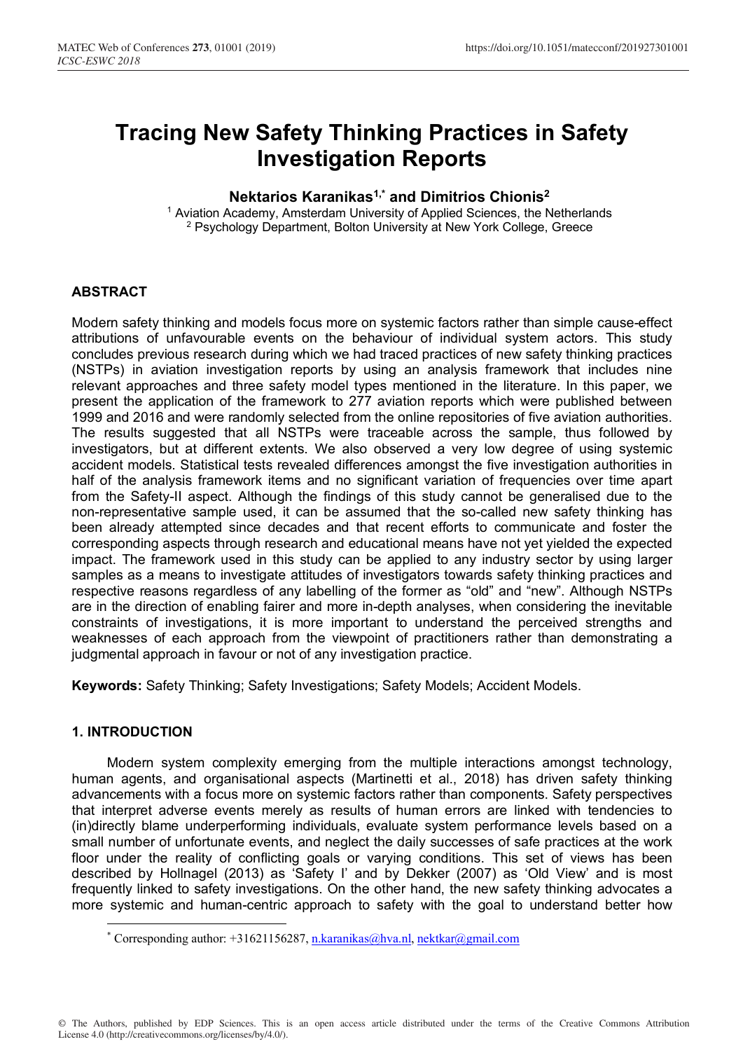# Tracing New Safety Thinking Practices in Safety Investigation Reports

**Nektarios Karanikas[1,*] and Dimitrios Chionis[2]**

[1] Aviation Academy, Amsterdam University of Applied Sciences, the Netherlands
[2] Psychology Department, Bolton University at New York College, Greece

## ABSTRACT

Modern safety thinking and models focus more on systemic factors rather than simple cause-effect attributions of unfavourable events on the behaviour of individual system actors. This study concludes previous research during which we had traced practices of new safety thinking practices (NSTPs) in aviation investigation reports by using an analysis framework that includes nine relevant approaches and three safety model types mentioned in the literature. In this paper, we present the application of the framework to 277 aviation reports which were published between 1999 and 2016 and were randomly selected from the online repositories of five aviation authorities. The results suggested that all NSTPs were traceable across the sample, thus followed by investigators, but at different extents. We also observed a very low degree of using systemic accident models. Statistical tests revealed differences amongst the five investigation authorities in half of the analysis framework items and no significant variation of frequencies over time apart from the Safety-II aspect. Although the findings of this study cannot be generalised due to the non-representative sample used, it can be assumed that the so-called new safety thinking has been already attempted since decades and that recent efforts to communicate and foster the corresponding aspects through research and educational means have not yet yielded the expected impact. The framework used in this study can be applied to any industry sector by using larger samples as a means to investigate attitudes of investigators towards safety thinking practices and respective reasons regardless of any labelling of the former as "old" and "new". Although NSTPs are in the direction of enabling fairer and more in-depth analyses, when considering the inevitable constraints of investigations, it is more important to understand the perceived strengths and weaknesses of each approach from the viewpoint of practitioners rather than demonstrating a judgmental approach in favour or not of any investigation practice.

**Keywords:** Safety Thinking; Safety Investigations; Safety Models; Accident Models.

## 1. INTRODUCTION

Modern system complexity emerging from the multiple interactions amongst technology, human agents, and organisational aspects (Martinetti et al., 2018) has driven safety thinking advancements with a focus more on systemic factors rather than components. Safety perspectives that interpret adverse events merely as results of human errors are linked with tendencies to (in)directly blame underperforming individuals, evaluate system performance levels based on a small number of unfortunate events, and neglect the daily successes of safe practices at the work floor under the reality of conflicting goals or varying conditions. This set of views has been described by Hollnagel (2013) as 'Safety I' and by Dekker (2007) as 'Old View' and is most frequently linked to safety investigations. On the other hand, the new safety thinking advocates a more systemic and human-centric approach to safety with the goal to understand better how

[*] Corresponding author: +31621156287, n.karanikas@hva.nl, nektkar@gmail.com

© The Authors, published by EDP Sciences. This is an open access article distributed under the terms of the Creative Commons Attribution License 4.0 (http://creativecommons.org/licenses/by/4.0/).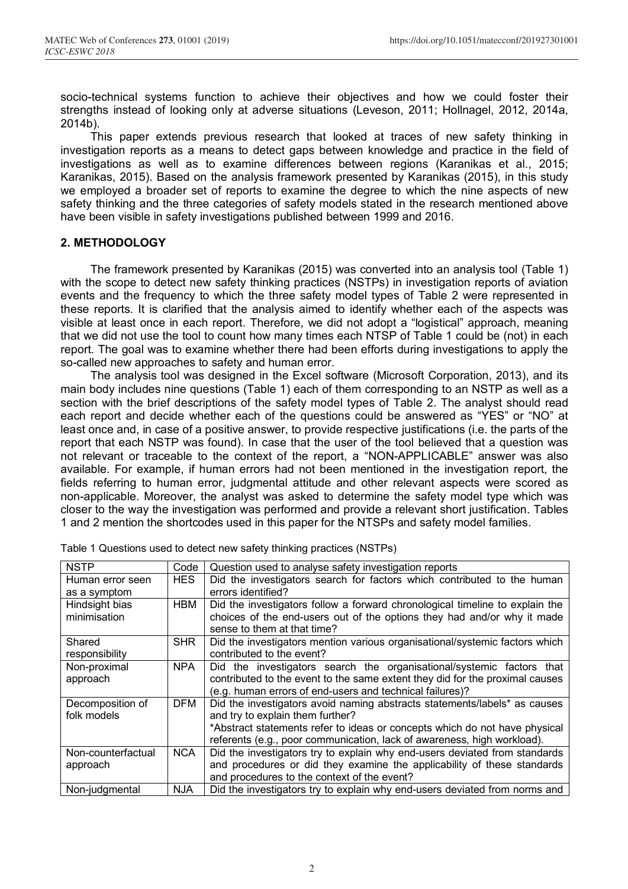socio-technical systems function to achieve their objectives and how we could foster their strengths instead of looking only at adverse situations (Leveson, 2011; Hollnagel, 2012, 2014a, 2014b).

This paper extends previous research that looked at traces of new safety thinking in investigation reports as a means to detect gaps between knowledge and practice in the field of investigations as well as to examine differences between regions (Karanikas et al., 2015; Karanikas, 2015). Based on the analysis framework presented by Karanikas (2015), in this study we employed a broader set of reports to examine the degree to which the nine aspects of new safety thinking and the three categories of safety models stated in the research mentioned above have been visible in safety investigations published between 1999 and 2016.

## 2. METHODOLOGY

The framework presented by Karanikas (2015) was converted into an analysis tool (Table 1) with the scope to detect new safety thinking practices (NSTPs) in investigation reports of aviation events and the frequency to which the three safety model types of Table 2 were represented in these reports. It is clarified that the analysis aimed to identify whether each of the aspects was visible at least once in each report. Therefore, we did not adopt a "logistical" approach, meaning that we did not use the tool to count how many times each NTSP of Table 1 could be (not) in each report. The goal was to examine whether there had been efforts during investigations to apply the so-called new approaches to safety and human error.

The analysis tool was designed in the Excel software (Microsoft Corporation, 2013), and its main body includes nine questions (Table 1) each of them corresponding to an NSTP as well as a section with the brief descriptions of the safety model types of Table 2. The analyst should read each report and decide whether each of the questions could be answered as "YES" or "NO" at least once and, in case of a positive answer, to provide respective justifications (i.e. the parts of the report that each NSTP was found). In case that the user of the tool believed that a question was not relevant or traceable to the context of the report, a "NON-APPLICABLE" answer was also available. For example, if human errors had not been mentioned in the investigation report, the fields referring to human error, judgmental attitude and other relevant aspects were scored as non-applicable. Moreover, the analyst was asked to determine the safety model type which was closer to the way the investigation was performed and provide a relevant short justification. Tables 1 and 2 mention the shortcodes used in this paper for the NTSPs and safety model families.

Table 1 Questions used to detect new safety thinking practices (NSTPs)

| NSTP | Code | Question used to analyse safety investigation reports |
|---|---|---|
| Human error seen as a symptom | HES | Did the investigators search for factors which contributed to the human errors identified? |
| Hindsight bias minimisation | HBM | Did the investigators follow a forward chronological timeline to explain the choices of the end-users out of the options they had and/or why it made sense to them at that time? |
| Shared responsibility | SHR | Did the investigators mention various organisational/systemic factors which contributed to the event? |
| Non-proximal approach | NPA | Did the investigators search the organisational/systemic factors that contributed to the event to the same extent they did for the proximal causes (e.g. human errors of end-users and technical failures)? |
| Decomposition of folk models | DFM | Did the investigators avoid naming abstracts statements/labels* as causes and try to explain them further?<br>*Abstract statements refer to ideas or concepts which do not have physical referents (e.g., poor communication, lack of awareness, high workload). |
| Non-counterfactual approach | NCA | Did the investigators try to explain why end-users deviated from standards and procedures or did they examine the applicability of these standards and procedures to the context of the event? |
| Non-judgmental | NJA | Did the investigators try to explain why end-users deviated from norms and |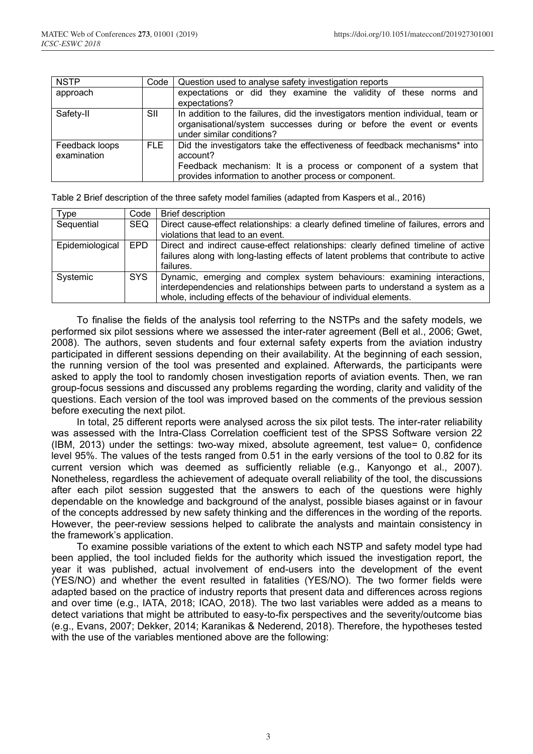| NSTP | Code | Question used to analyse safety investigation reports |
|---|---|---|
| approach | | expectations or did they examine the validity of these norms and expectations? |
| Safety-II | SII | In addition to the failures, did the investigators mention individual, team or organisational/system successes during or before the event or events under similar conditions? |
| Feedback loops examination | FLE | Did the investigators take the effectiveness of feedback mechanisms* into account?<br>Feedback mechanism: It is a process or component of a system that provides information to another process or component. |

Table 2 Brief description of the three safety model families (adapted from Kaspers et al., 2016)

| Type | Code | Brief description |
|---|---|---|
| Sequential | SEQ | Direct cause-effect relationships: a clearly defined timeline of failures, errors and violations that lead to an event. |
| Epidemiological | EPD | Direct and indirect cause-effect relationships: clearly defined timeline of active failures along with long-lasting effects of latent problems that contribute to active failures. |
| Systemic | SYS | Dynamic, emerging and complex system behaviours: examining interactions, interdependencies and relationships between parts to understand a system as a whole, including effects of the behaviour of individual elements. |

To finalise the fields of the analysis tool referring to the NSTPs and the safety models, we performed six pilot sessions where we assessed the inter-rater agreement (Bell et al., 2006; Gwet, 2008). The authors, seven students and four external safety experts from the aviation industry participated in different sessions depending on their availability. At the beginning of each session, the running version of the tool was presented and explained. Afterwards, the participants were asked to apply the tool to randomly chosen investigation reports of aviation events. Then, we ran group-focus sessions and discussed any problems regarding the wording, clarity and validity of the questions. Each version of the tool was improved based on the comments of the previous session before executing the next pilot.

In total, 25 different reports were analysed across the six pilot tests. The inter-rater reliability was assessed with the Intra-Class Correlation coefficient test of the SPSS Software version 22 (IBM, 2013) under the settings: two-way mixed, absolute agreement, test value= 0, confidence level 95%. The values of the tests ranged from 0.51 in the early versions of the tool to 0.82 for its current version which was deemed as sufficiently reliable (e.g., Kanyongo et al., 2007). Nonetheless, regardless the achievement of adequate overall reliability of the tool, the discussions after each pilot session suggested that the answers to each of the questions were highly dependable on the knowledge and background of the analyst, possible biases against or in favour of the concepts addressed by new safety thinking and the differences in the wording of the reports. However, the peer-review sessions helped to calibrate the analysts and maintain consistency in the framework's application.

To examine possible variations of the extent to which each NSTP and safety model type had been applied, the tool included fields for the authority which issued the investigation report, the year it was published, actual involvement of end-users into the development of the event (YES/NO) and whether the event resulted in fatalities (YES/NO). The two former fields were adapted based on the practice of industry reports that present data and differences across regions and over time (e.g., IATA, 2018; ICAO, 2018). The two last variables were added as a means to detect variations that might be attributed to easy-to-fix perspectives and the severity/outcome bias (e.g., Evans, 2007; Dekker, 2014; Karanikas & Nederend, 2018). Therefore, the hypotheses tested with the use of the variables mentioned above are the following: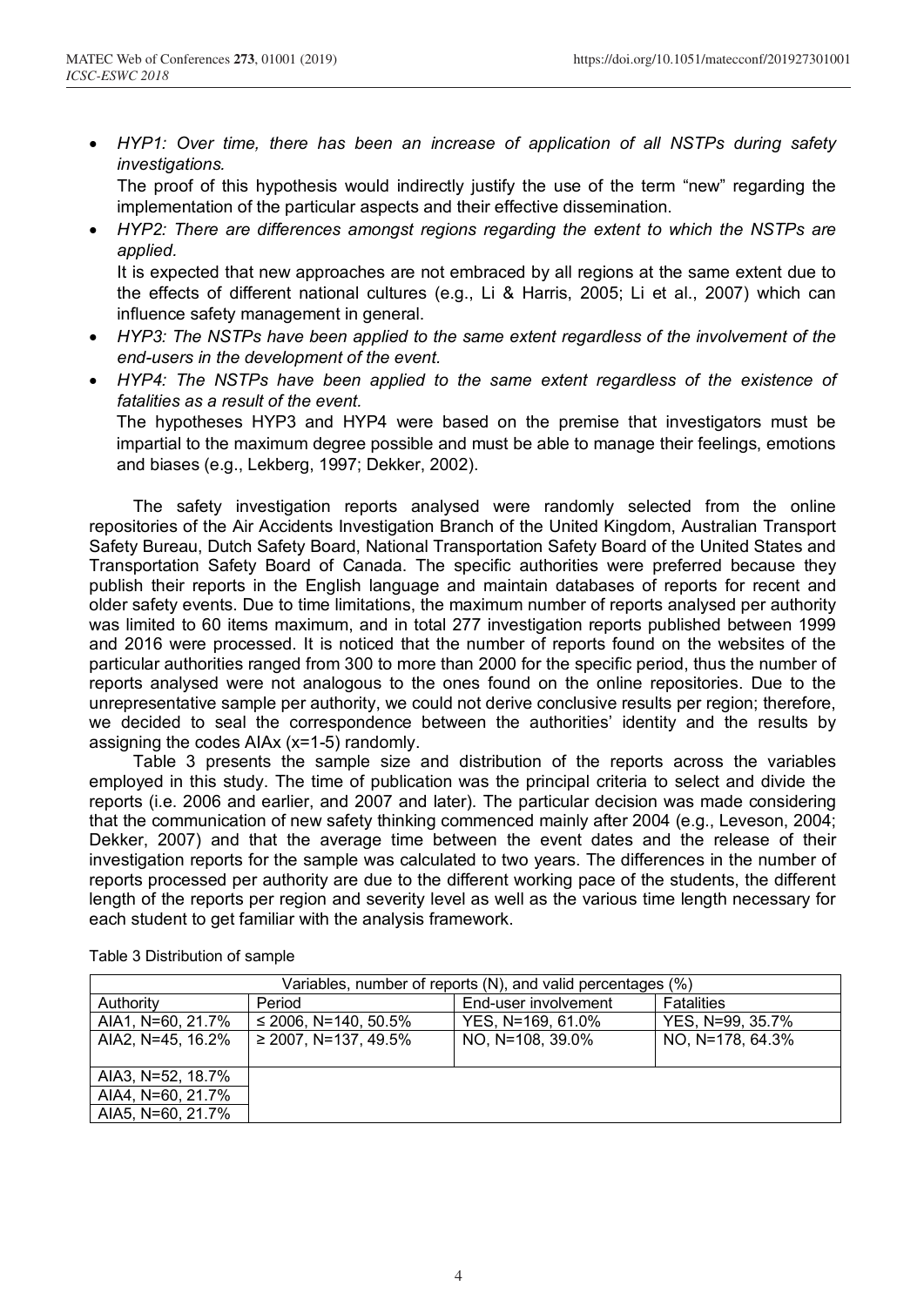- *HYP1: Over time, there has been an increase of application of all NSTPs during safety investigations.*

  The proof of this hypothesis would indirectly justify the use of the term "new" regarding the implementation of the particular aspects and their effective dissemination.
- *HYP2: There are differences amongst regions regarding the extent to which the NSTPs are applied.*

  It is expected that new approaches are not embraced by all regions at the same extent due to the effects of different national cultures (e.g., Li & Harris, 2005; Li et al., 2007) which can influence safety management in general.
- *HYP3: The NSTPs have been applied to the same extent regardless of the involvement of the end-users in the development of the event.*
- *HYP4: The NSTPs have been applied to the same extent regardless of the existence of fatalities as a result of the event.*

  The hypotheses HYP3 and HYP4 were based on the premise that investigators must be impartial to the maximum degree possible and must be able to manage their feelings, emotions and biases (e.g., Lekberg, 1997; Dekker, 2002).

The safety investigation reports analysed were randomly selected from the online repositories of the Air Accidents Investigation Branch of the United Kingdom, Australian Transport Safety Bureau, Dutch Safety Board, National Transportation Safety Board of the United States and Transportation Safety Board of Canada. The specific authorities were preferred because they publish their reports in the English language and maintain databases of reports for recent and older safety events. Due to time limitations, the maximum number of reports analysed per authority was limited to 60 items maximum, and in total 277 investigation reports published between 1999 and 2016 were processed. It is noticed that the number of reports found on the websites of the particular authorities ranged from 300 to more than 2000 for the specific period, thus the number of reports analysed were not analogous to the ones found on the online repositories. Due to the unrepresentative sample per authority, we could not derive conclusive results per region; therefore, we decided to seal the correspondence between the authorities' identity and the results by assigning the codes AIAx (x=1-5) randomly.

Table 3 presents the sample size and distribution of the reports across the variables employed in this study. The time of publication was the principal criteria to select and divide the reports (i.e. 2006 and earlier, and 2007 and later). The particular decision was made considering that the communication of new safety thinking commenced mainly after 2004 (e.g., Leveson, 2004; Dekker, 2007) and that the average time between the event dates and the release of their investigation reports for the sample was calculated to two years. The differences in the number of reports processed per authority are due to the different working pace of the students, the different length of the reports per region and severity level as well as the various time length necessary for each student to get familiar with the analysis framework.

Table 3 Distribution of sample

| Variables, number of reports (N), and valid percentages (%) | | | |
|---|---|---|---|
| Authority | Period | End-user involvement | Fatalities |
| AIA1, N=60, 21.7% | ≤ 2006, N=140, 50.5% | YES, N=169, 61.0% | YES, N=99, 35.7% |
| AIA2, N=45, 16.2% | ≥ 2007, N=137, 49.5% | NO, N=108, 39.0% | NO, N=178, 64.3% |
| AIA3, N=52, 18.7% | | | |
| AIA4, N=60, 21.7% | | | |
| AIA5, N=60, 21.7% | | | |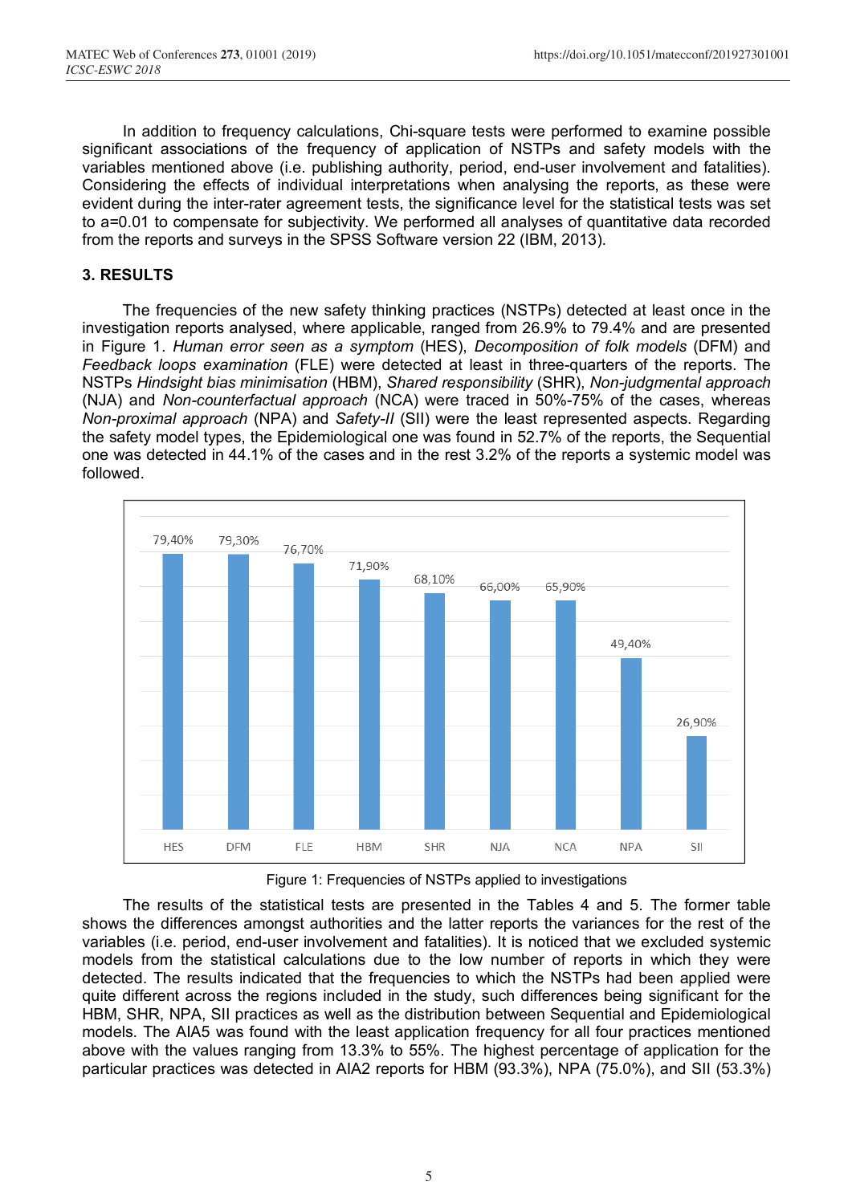In addition to frequency calculations, Chi-square tests were performed to examine possible significant associations of the frequency of application of NSTPs and safety models with the variables mentioned above (i.e. publishing authority, period, end-user involvement and fatalities). Considering the effects of individual interpretations when analysing the reports, as these were evident during the inter-rater agreement tests, the significance level for the statistical tests was set to a=0.01 to compensate for subjectivity. We performed all analyses of quantitative data recorded from the reports and surveys in the SPSS Software version 22 (IBM, 2013).

## 3. RESULTS

The frequencies of the new safety thinking practices (NSTPs) detected at least once in the investigation reports analysed, where applicable, ranged from 26.9% to 79.4% and are presented in Figure 1. *Human error seen as a symptom* (HES), *Decomposition of folk models* (DFM) and *Feedback loops examination* (FLE) were detected at least in three-quarters of the reports. The NSTPs *Hindsight bias minimisation* (HBM), *Shared responsibility* (SHR), *Non-judgmental approach* (NJA) and *Non-counterfactual approach* (NCA) were traced in 50%-75% of the cases, whereas *Non-proximal approach* (NPA) and *Safety-II* (SII) were the least represented aspects. Regarding the safety model types, the Epidemiological one was found in 52.7% of the reports, the Sequential one was detected in 44.1% of the cases and in the rest 3.2% of the reports a systemic model was followed.

| NSTP | Frequency |
| --- | --- |
| HES | 79,40% |
| DFM | 79,30% |
| FLE | 76,70% |
| HBM | 71,90% |
| SHR | 68,10% |
| NJA | 66,00% |
| NCA | 65,90% |
| NPA | 49,40% |
| SII | 26,90% |

Figure 1: Frequencies of NSTPs applied to investigations

The results of the statistical tests are presented in the Tables 4 and 5. The former table shows the differences amongst authorities and the latter reports the variances for the rest of the variables (i.e. period, end-user involvement and fatalities). It is noticed that we excluded systemic models from the statistical calculations due to the low number of reports in which they were detected. The results indicated that the frequencies to which the NSTPs had been applied were quite different across the regions included in the study, such differences being significant for the HBM, SHR, NPA, SII practices as well as the distribution between Sequential and Epidemiological models. The AIA5 was found with the least application frequency for all four practices mentioned above with the values ranging from 13.3% to 55%. The highest percentage of application for the particular practices was detected in AIA2 reports for HBM (93.3%), NPA (75.0%), and SII (53.3%)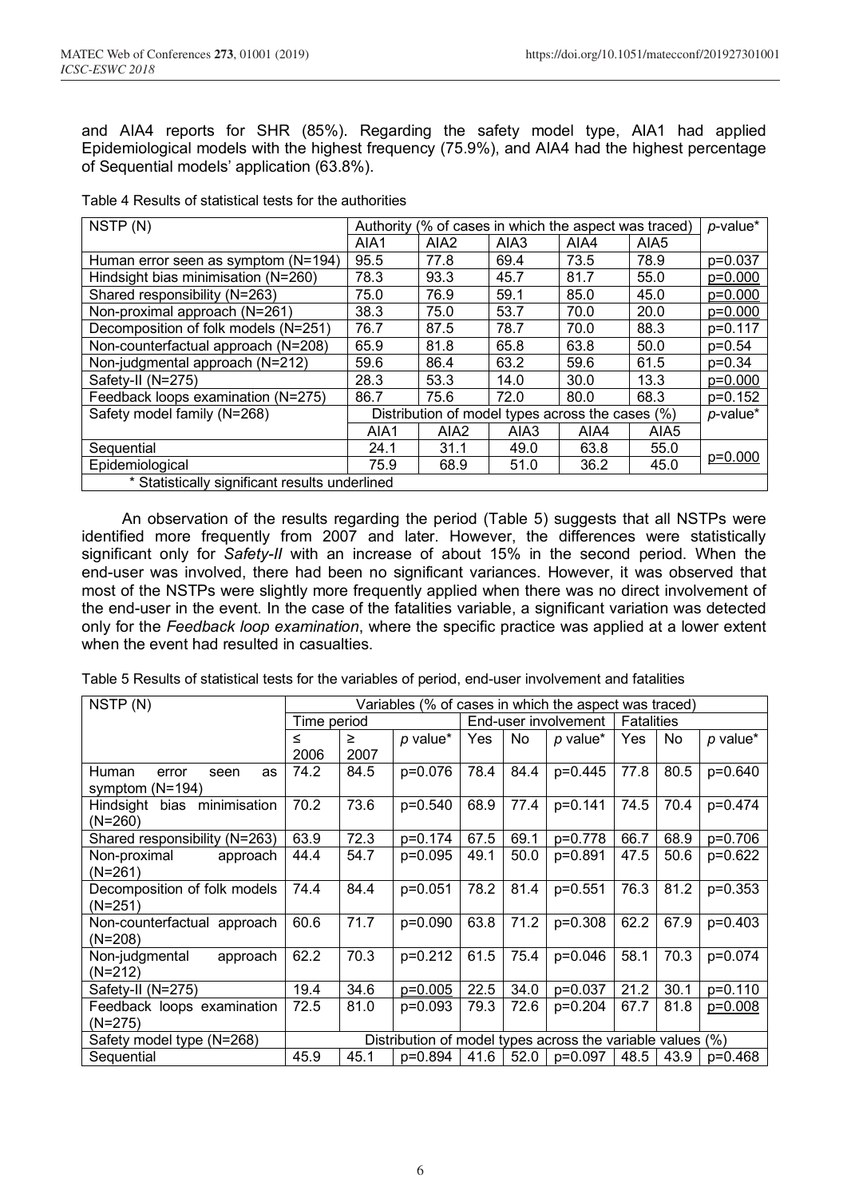and AIA4 reports for SHR (85%). Regarding the safety model type, AIA1 had applied Epidemiological models with the highest frequency (75.9%), and AIA4 had the highest percentage of Sequential models' application (63.8%).

Table 4 Results of statistical tests for the authorities

| NSTP (N) | Authority (% of cases in which the aspect was traced) | | | | | p-value* |
|---|---|---|---|---|---|---|
| | AIA1 | AIA2 | AIA3 | AIA4 | AIA5 | |
| Human error seen as symptom (N=194) | 95.5 | 77.8 | 69.4 | 73.5 | 78.9 | p=0.037 |
| Hindsight bias minimisation (N=260) | 78.3 | 93.3 | 45.7 | 81.7 | 55.0 | <u>p=0.000</u> |
| Shared responsibility (N=263) | 75.0 | 76.9 | 59.1 | 85.0 | 45.0 | <u>p=0.000</u> |
| Non-proximal approach (N=261) | 38.3 | 75.0 | 53.7 | 70.0 | 20.0 | <u>p=0.000</u> |
| Decomposition of folk models (N=251) | 76.7 | 87.5 | 78.7 | 70.0 | 88.3 | p=0.117 |
| Non-counterfactual approach (N=208) | 65.9 | 81.8 | 65.8 | 63.8 | 50.0 | p=0.54 |
| Non-judgmental approach (N=212) | 59.6 | 86.4 | 63.2 | 59.6 | 61.5 | p=0.34 |
| Safety-II (N=275) | 28.3 | 53.3 | 14.0 | 30.0 | 13.3 | <u>p=0.000</u> |
| Feedback loops examination (N=275) | 86.7 | 75.6 | 72.0 | 80.0 | 68.3 | p=0.152 |
| Safety model family (N=268) | Distribution of model types across the cases (%) | | | | | p-value* |
| | AIA1 | AIA2 | AIA3 | AIA4 | AIA5 | |
| Sequential | 24.1 | 31.1 | 49.0 | 63.8 | 55.0 | <u>p=0.000</u> |
| Epidemiological | 75.9 | 68.9 | 51.0 | 36.2 | 45.0 | |
| * Statistically significant results underlined | | | | | | |

An observation of the results regarding the period (Table 5) suggests that all NSTPs were identified more frequently from 2007 and later. However, the differences were statistically significant only for *Safety-II* with an increase of about 15% in the second period. When the end-user was involved, there had been no significant variances. However, it was observed that most of the NSTPs were slightly more frequently applied when there was no direct involvement of the end-user in the event. In the case of the fatalities variable, a significant variation was detected only for the *Feedback loop examination*, where the specific practice was applied at a lower extent when the event had resulted in casualties.

Table 5 Results of statistical tests for the variables of period, end-user involvement and fatalities

| NSTP (N) | Variables (% of cases in which the aspect was traced) | | | | | | | | |
|---|---|---|---|---|---|---|---|---|---|
| | Time period | | | End-user involvement | | | Fatalities | | |
| | ≤ 2006 | ≥ 2007 | p value* | Yes | No | p value* | Yes | No | p value* |
| Human error seen as symptom (N=194) | 74.2 | 84.5 | p=0.076 | 78.4 | 84.4 | p=0.445 | 77.8 | 80.5 | p=0.640 |
| Hindsight bias minimisation (N=260) | 70.2 | 73.6 | p=0.540 | 68.9 | 77.4 | p=0.141 | 74.5 | 70.4 | p=0.474 |
| Shared responsibility (N=263) | 63.9 | 72.3 | p=0.174 | 67.5 | 69.1 | p=0.778 | 66.7 | 68.9 | p=0.706 |
| Non-proximal approach (N=261) | 44.4 | 54.7 | p=0.095 | 49.1 | 50.0 | p=0.891 | 47.5 | 50.6 | p=0.622 |
| Decomposition of folk models (N=251) | 74.4 | 84.4 | p=0.051 | 78.2 | 81.4 | p=0.551 | 76.3 | 81.2 | p=0.353 |
| Non-counterfactual approach (N=208) | 60.6 | 71.7 | p=0.090 | 63.8 | 71.2 | p=0.308 | 62.2 | 67.9 | p=0.403 |
| Non-judgmental approach (N=212) | 62.2 | 70.3 | p=0.212 | 61.5 | 75.4 | p=0.046 | 58.1 | 70.3 | p=0.074 |
| Safety-II (N=275) | 19.4 | 34.6 | <u>p=0.005</u> | 22.5 | 34.0 | p=0.037 | 21.2 | 30.1 | p=0.110 |
| Feedback loops examination (N=275) | 72.5 | 81.0 | p=0.093 | 79.3 | 72.6 | p=0.204 | 67.7 | 81.8 | <u>p=0.008</u> |
| Safety model type (N=268) | Distribution of model types across the variable values (%) | | | | | | | | |
| Sequential | 45.9 | 45.1 | p=0.894 | 41.6 | 52.0 | p=0.097 | 48.5 | 43.9 | p=0.468 |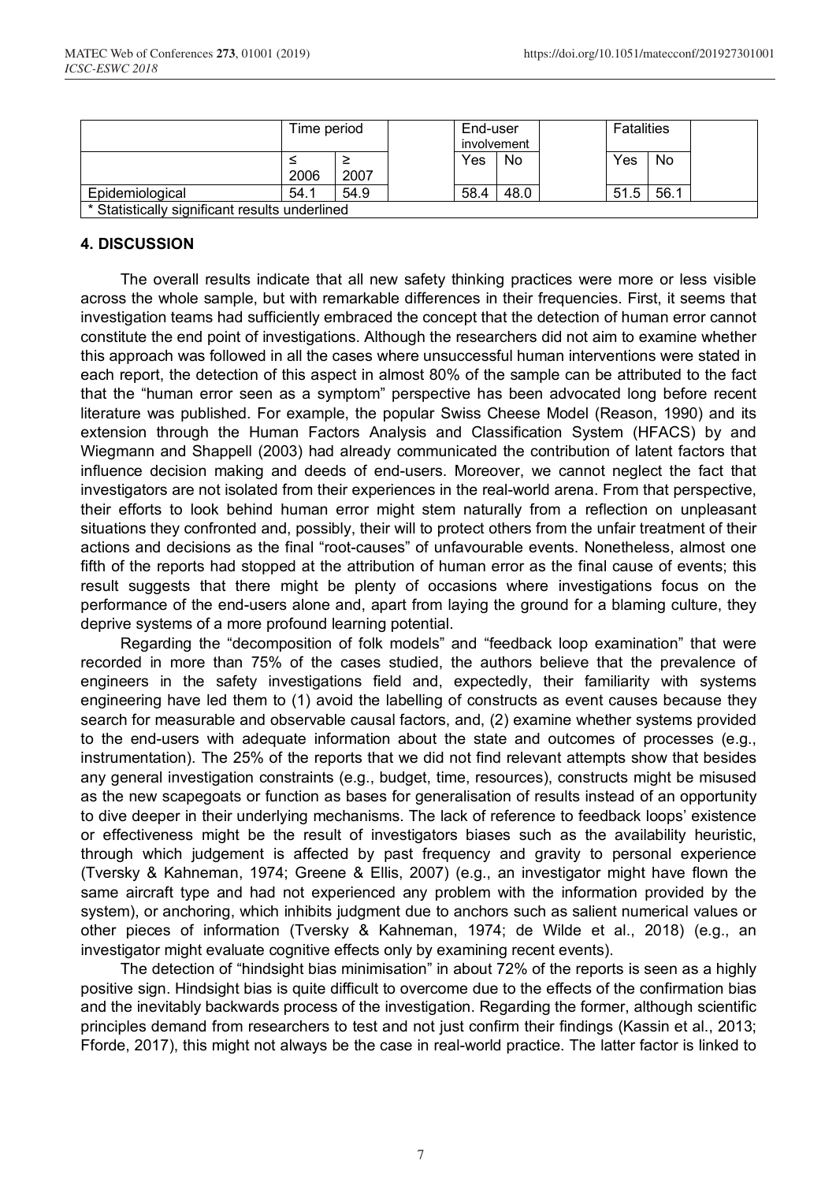| | Time period | | | End-user involvement | | | Fatalities | | |
|---|---|---|---|---|---|---|---|---|---|
| | ≤ 2006 | ≥ 2007 | | Yes | No | | Yes | No | |
| Epidemiological | 54.1 | 54.9 | | 58.4 | 48.0 | | 51.5 | 56.1 | |

\* Statistically significant results underlined

## 4. DISCUSSION

The overall results indicate that all new safety thinking practices were more or less visible across the whole sample, but with remarkable differences in their frequencies. First, it seems that investigation teams had sufficiently embraced the concept that the detection of human error cannot constitute the end point of investigations. Although the researchers did not aim to examine whether this approach was followed in all the cases where unsuccessful human interventions were stated in each report, the detection of this aspect in almost 80% of the sample can be attributed to the fact that the "human error seen as a symptom" perspective has been advocated long before recent literature was published. For example, the popular Swiss Cheese Model (Reason, 1990) and its extension through the Human Factors Analysis and Classification System (HFACS) by and Wiegmann and Shappell (2003) had already communicated the contribution of latent factors that influence decision making and deeds of end-users. Moreover, we cannot neglect the fact that investigators are not isolated from their experiences in the real-world arena. From that perspective, their efforts to look behind human error might stem naturally from a reflection on unpleasant situations they confronted and, possibly, their will to protect others from the unfair treatment of their actions and decisions as the final "root-causes" of unfavourable events. Nonetheless, almost one fifth of the reports had stopped at the attribution of human error as the final cause of events; this result suggests that there might be plenty of occasions where investigations focus on the performance of the end-users alone and, apart from laying the ground for a blaming culture, they deprive systems of a more profound learning potential.

Regarding the "decomposition of folk models" and "feedback loop examination" that were recorded in more than 75% of the cases studied, the authors believe that the prevalence of engineers in the safety investigations field and, expectedly, their familiarity with systems engineering have led them to (1) avoid the labelling of constructs as event causes because they search for measurable and observable causal factors, and, (2) examine whether systems provided to the end-users with adequate information about the state and outcomes of processes (e.g., instrumentation). The 25% of the reports that we did not find relevant attempts show that besides any general investigation constraints (e.g., budget, time, resources), constructs might be misused as the new scapegoats or function as bases for generalisation of results instead of an opportunity to dive deeper in their underlying mechanisms. The lack of reference to feedback loops' existence or effectiveness might be the result of investigators biases such as the availability heuristic, through which judgement is affected by past frequency and gravity to personal experience (Tversky & Kahneman, 1974; Greene & Ellis, 2007) (e.g., an investigator might have flown the same aircraft type and had not experienced any problem with the information provided by the system), or anchoring, which inhibits judgment due to anchors such as salient numerical values or other pieces of information (Tversky & Kahneman, 1974; de Wilde et al., 2018) (e.g., an investigator might evaluate cognitive effects only by examining recent events).

The detection of "hindsight bias minimisation" in about 72% of the reports is seen as a highly positive sign. Hindsight bias is quite difficult to overcome due to the effects of the confirmation bias and the inevitably backwards process of the investigation. Regarding the former, although scientific principles demand from researchers to test and not just confirm their findings (Kassin et al., 2013; Fforde, 2017), this might not always be the case in real-world practice. The latter factor is linked to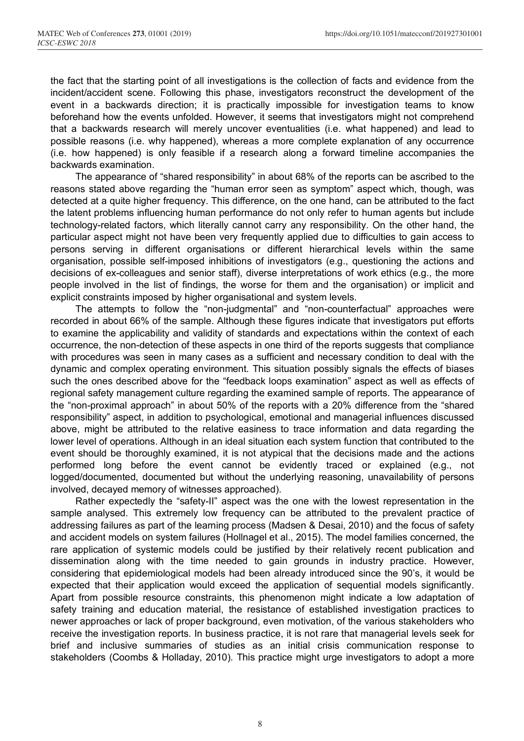the fact that the starting point of all investigations is the collection of facts and evidence from the incident/accident scene. Following this phase, investigators reconstruct the development of the event in a backwards direction; it is practically impossible for investigation teams to know beforehand how the events unfolded. However, it seems that investigators might not comprehend that a backwards research will merely uncover eventualities (i.e. what happened) and lead to possible reasons (i.e. why happened), whereas a more complete explanation of any occurrence (i.e. how happened) is only feasible if a research along a forward timeline accompanies the backwards examination.

The appearance of "shared responsibility" in about 68% of the reports can be ascribed to the reasons stated above regarding the "human error seen as symptom" aspect which, though, was detected at a quite higher frequency. This difference, on the one hand, can be attributed to the fact the latent problems influencing human performance do not only refer to human agents but include technology-related factors, which literally cannot carry any responsibility. On the other hand, the particular aspect might not have been very frequently applied due to difficulties to gain access to persons serving in different organisations or different hierarchical levels within the same organisation, possible self-imposed inhibitions of investigators (e.g., questioning the actions and decisions of ex-colleagues and senior staff), diverse interpretations of work ethics (e.g., the more people involved in the list of findings, the worse for them and the organisation) or implicit and explicit constraints imposed by higher organisational and system levels.

The attempts to follow the "non-judgmental" and "non-counterfactual" approaches were recorded in about 66% of the sample. Although these figures indicate that investigators put efforts to examine the applicability and validity of standards and expectations within the context of each occurrence, the non-detection of these aspects in one third of the reports suggests that compliance with procedures was seen in many cases as a sufficient and necessary condition to deal with the dynamic and complex operating environment. This situation possibly signals the effects of biases such the ones described above for the "feedback loops examination" aspect as well as effects of regional safety management culture regarding the examined sample of reports. The appearance of the "non-proximal approach" in about 50% of the reports with a 20% difference from the "shared responsibility" aspect, in addition to psychological, emotional and managerial influences discussed above, might be attributed to the relative easiness to trace information and data regarding the lower level of operations. Although in an ideal situation each system function that contributed to the event should be thoroughly examined, it is not atypical that the decisions made and the actions performed long before the event cannot be evidently traced or explained (e.g., not logged/documented, documented but without the underlying reasoning, unavailability of persons involved, decayed memory of witnesses approached).

Rather expectedly the "safety-II" aspect was the one with the lowest representation in the sample analysed. This extremely low frequency can be attributed to the prevalent practice of addressing failures as part of the learning process (Madsen & Desai, 2010) and the focus of safety and accident models on system failures (Hollnagel et al., 2015). The model families concerned, the rare application of systemic models could be justified by their relatively recent publication and dissemination along with the time needed to gain grounds in industry practice. However, considering that epidemiological models had been already introduced since the 90's, it would be expected that their application would exceed the application of sequential models significantly. Apart from possible resource constraints, this phenomenon might indicate a low adaptation of safety training and education material, the resistance of established investigation practices to newer approaches or lack of proper background, even motivation, of the various stakeholders who receive the investigation reports. In business practice, it is not rare that managerial levels seek for brief and inclusive summaries of studies as an initial crisis communication response to stakeholders (Coombs & Holladay, 2010). This practice might urge investigators to adopt a more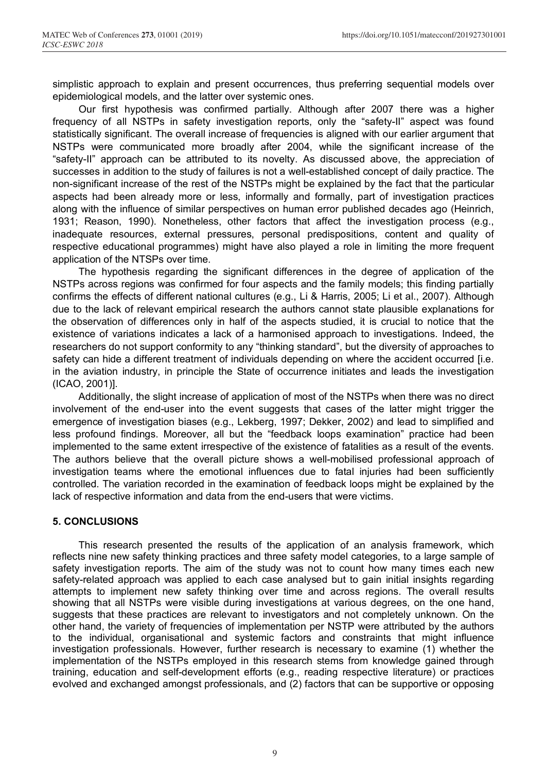simplistic approach to explain and present occurrences, thus preferring sequential models over epidemiological models, and the latter over systemic ones.

Our first hypothesis was confirmed partially. Although after 2007 there was a higher frequency of all NSTPs in safety investigation reports, only the "safety-II" aspect was found statistically significant. The overall increase of frequencies is aligned with our earlier argument that NSTPs were communicated more broadly after 2004, while the significant increase of the "safety-II" approach can be attributed to its novelty. As discussed above, the appreciation of successes in addition to the study of failures is not a well-established concept of daily practice. The non-significant increase of the rest of the NSTPs might be explained by the fact that the particular aspects had been already more or less, informally and formally, part of investigation practices along with the influence of similar perspectives on human error published decades ago (Heinrich, 1931; Reason, 1990). Nonetheless, other factors that affect the investigation process (e.g., inadequate resources, external pressures, personal predispositions, content and quality of respective educational programmes) might have also played a role in limiting the more frequent application of the NTSPs over time.

The hypothesis regarding the significant differences in the degree of application of the NSTPs across regions was confirmed for four aspects and the family models; this finding partially confirms the effects of different national cultures (e.g., Li & Harris, 2005; Li et al., 2007). Although due to the lack of relevant empirical research the authors cannot state plausible explanations for the observation of differences only in half of the aspects studied, it is crucial to notice that the existence of variations indicates a lack of a harmonised approach to investigations. Indeed, the researchers do not support conformity to any "thinking standard", but the diversity of approaches to safety can hide a different treatment of individuals depending on where the accident occurred [i.e. in the aviation industry, in principle the State of occurrence initiates and leads the investigation (ICAO, 2001)].

Additionally, the slight increase of application of most of the NSTPs when there was no direct involvement of the end-user into the event suggests that cases of the latter might trigger the emergence of investigation biases (e.g., Lekberg, 1997; Dekker, 2002) and lead to simplified and less profound findings. Moreover, all but the "feedback loops examination" practice had been implemented to the same extent irrespective of the existence of fatalities as a result of the events. The authors believe that the overall picture shows a well-mobilised professional approach of investigation teams where the emotional influences due to fatal injuries had been sufficiently controlled. The variation recorded in the examination of feedback loops might be explained by the lack of respective information and data from the end-users that were victims.

## 5. CONCLUSIONS

This research presented the results of the application of an analysis framework, which reflects nine new safety thinking practices and three safety model categories, to a large sample of safety investigation reports. The aim of the study was not to count how many times each new safety-related approach was applied to each case analysed but to gain initial insights regarding attempts to implement new safety thinking over time and across regions. The overall results showing that all NSTPs were visible during investigations at various degrees, on the one hand, suggests that these practices are relevant to investigators and not completely unknown. On the other hand, the variety of frequencies of implementation per NSTP were attributed by the authors to the individual, organisational and systemic factors and constraints that might influence investigation professionals. However, further research is necessary to examine (1) whether the implementation of the NSTPs employed in this research stems from knowledge gained through training, education and self-development efforts (e.g., reading respective literature) or practices evolved and exchanged amongst professionals, and (2) factors that can be supportive or opposing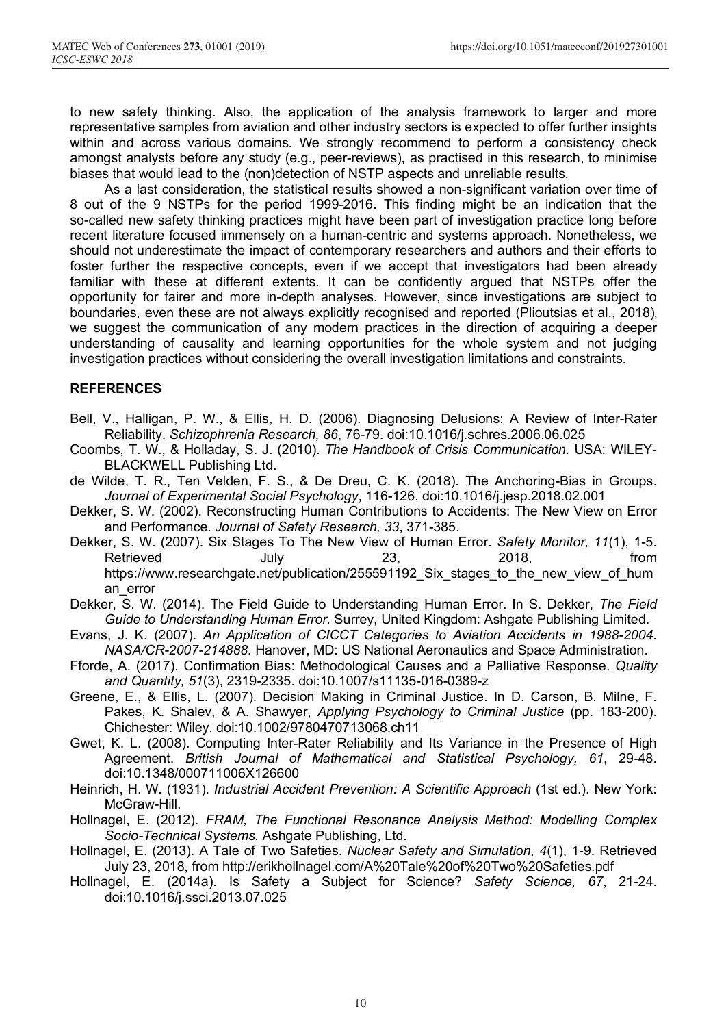to new safety thinking. Also, the application of the analysis framework to larger and more representative samples from aviation and other industry sectors is expected to offer further insights within and across various domains. We strongly recommend to perform a consistency check amongst analysts before any study (e.g., peer-reviews), as practised in this research, to minimise biases that would lead to the (non)detection of NSTP aspects and unreliable results.

As a last consideration, the statistical results showed a non-significant variation over time of 8 out of the 9 NSTPs for the period 1999-2016. This finding might be an indication that the so-called new safety thinking practices might have been part of investigation practice long before recent literature focused immensely on a human-centric and systems approach. Nonetheless, we should not underestimate the impact of contemporary researchers and authors and their efforts to foster further the respective concepts, even if we accept that investigators had been already familiar with these at different extents. It can be confidently argued that NSTPs offer the opportunity for fairer and more in-depth analyses. However, since investigations are subject to boundaries, even these are not always explicitly recognised and reported (Plioutsias et al., 2018), we suggest the communication of any modern practices in the direction of acquiring a deeper understanding of causality and learning opportunities for the whole system and not judging investigation practices without considering the overall investigation limitations and constraints.

## REFERENCES

Bell, V., Halligan, P. W., & Ellis, H. D. (2006). Diagnosing Delusions: A Review of Inter-Rater Reliability. *Schizophrenia Research, 86*, 76-79. doi:10.1016/j.schres.2006.06.025

Coombs, T. W., & Holladay, S. J. (2010). *The Handbook of Crisis Communication.* USA: WILEY-BLACKWELL Publishing Ltd.

de Wilde, T. R., Ten Velden, F. S., & De Dreu, C. K. (2018). The Anchoring-Bias in Groups. *Journal of Experimental Social Psychology*, 116-126. doi:10.1016/j.jesp.2018.02.001

Dekker, S. W. (2002). Reconstructing Human Contributions to Accidents: The New View on Error and Performance. *Journal of Safety Research, 33*, 371-385.

Dekker, S. W. (2007). Six Stages To The New View of Human Error. *Safety Monitor, 11*(1), 1-5. Retrieved July 23, 2018, from https://www.researchgate.net/publication/255591192_Six_stages_to_the_new_view_of_human_error

Dekker, S. W. (2014). The Field Guide to Understanding Human Error. In S. Dekker, *The Field Guide to Understanding Human Error.* Surrey, United Kingdom: Ashgate Publishing Limited.

Evans, J. K. (2007). *An Application of CICCT Categories to Aviation Accidents in 1988-2004. NASA/CR-2007-214888.* Hanover, MD: US National Aeronautics and Space Administration.

Fforde, A. (2017). Confirmation Bias: Methodological Causes and a Palliative Response. *Quality and Quantity, 51*(3), 2319-2335. doi:10.1007/s11135-016-0389-z

Greene, E., & Ellis, L. (2007). Decision Making in Criminal Justice. In D. Carson, B. Milne, F. Pakes, K. Shalev, & A. Shawyer, *Applying Psychology to Criminal Justice* (pp. 183-200). Chichester: Wiley. doi:10.1002/9780470713068.ch11

Gwet, K. L. (2008). Computing Inter-Rater Reliability and Its Variance in the Presence of High Agreement. *British Journal of Mathematical and Statistical Psychology, 61*, 29-48. doi:10.1348/000711006X126600

Heinrich, H. W. (1931). *Industrial Accident Prevention: A Scientific Approach* (1st ed.). New York: McGraw-Hill.

Hollnagel, E. (2012). *FRAM, The Functional Resonance Analysis Method: Modelling Complex Socio-Technical Systems.* Ashgate Publishing, Ltd.

Hollnagel, E. (2013). A Tale of Two Safeties. *Nuclear Safety and Simulation, 4*(1), 1-9. Retrieved July 23, 2018, from http://erikhollnagel.com/A%20Tale%20of%20Two%20Safeties.pdf

Hollnagel, E. (2014a). Is Safety a Subject for Science? *Safety Science, 67*, 21-24. doi:10.1016/j.ssci.2013.07.025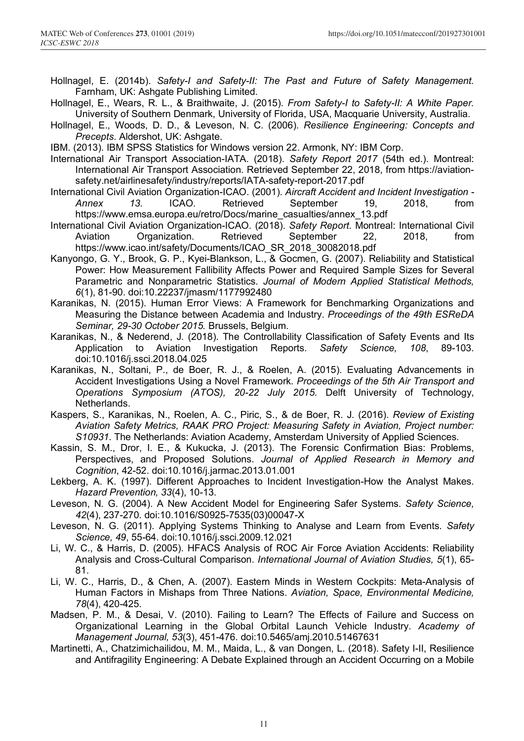Hollnagel, E. (2014b). *Safety-I and Safety-II: The Past and Future of Safety Management.* Farnham, UK: Ashgate Publishing Limited.

Hollnagel, E., Wears, R. L., & Braithwaite, J. (2015). *From Safety-I to Safety-II: A White Paper.* University of Southern Denmark, University of Florida, USA, Macquarie University, Australia.

Hollnagel, E., Woods, D. D., & Leveson, N. C. (2006). *Resilience Engineering: Concepts and Precepts*. Aldershot, UK: Ashgate.

IBM. (2013). IBM SPSS Statistics for Windows version 22. Armonk, NY: IBM Corp.

International Air Transport Association-IATA. (2018). *Safety Report 2017* (54th ed.). Montreal: International Air Transport Association. Retrieved September 22, 2018, from https://aviation-safety.net/airlinesafety/industry/reports/IATA-safety-report-2017.pdf

International Civil Aviation Organization-ICAO. (2001). *Aircraft Accident and Incident Investigation - Annex 13.* ICAO. Retrieved September 19, 2018, from https://www.emsa.europa.eu/retro/Docs/marine_casualties/annex_13.pdf

International Civil Aviation Organization-ICAO. (2018). *Safety Report.* Montreal: International Civil Aviation Organization. Retrieved September 22, 2018, from https://www.icao.int/safety/Documents/ICAO_SR_2018_30082018.pdf

Kanyongo, G. Y., Brook, G. P., Kyei-Blankson, L., & Gocmen, G. (2007). Reliability and Statistical Power: How Measurement Fallibility Affects Power and Required Sample Sizes for Several Parametric and Nonparametric Statistics. *Journal of Modern Applied Statistical Methods, 6*(1), 81-90. doi:10.22237/jmasm/1177992480

Karanikas, N. (2015). Human Error Views: A Framework for Benchmarking Organizations and Measuring the Distance between Academia and Industry. *Proceedings of the 49th ESReDA Seminar, 29-30 October 2015.* Brussels, Belgium.

Karanikas, N., & Nederend, J. (2018). The Controllability Classification of Safety Events and Its Application to Aviation Investigation Reports. *Safety Science, 108*, 89-103. doi:10.1016/j.ssci.2018.04.025

Karanikas, N., Soltani, P., de Boer, R. J., & Roelen, A. (2015). Evaluating Advancements in Accident Investigations Using a Novel Framework. *Proceedings of the 5th Air Transport and Operations Symposium (ATOS), 20-22 July 2015.* Delft University of Technology, Netherlands.

Kaspers, S., Karanikas, N., Roelen, A. C., Piric, S., & de Boer, R. J. (2016). *Review of Existing Aviation Safety Metrics, RAAK PRO Project: Measuring Safety in Aviation, Project number: S10931.* The Netherlands: Aviation Academy, Amsterdam University of Applied Sciences.

Kassin, S. M., Dror, I. E., & Kukucka, J. (2013). The Forensic Confirmation Bias: Problems, Perspectives, and Proposed Solutions. *Journal of Applied Research in Memory and Cognition*, 42-52. doi:10.1016/j.jarmac.2013.01.001

Lekberg, A. K. (1997). Different Approaches to Incident Investigation-How the Analyst Makes. *Hazard Prevention, 33*(4), 10-13.

Leveson, N. G. (2004). A New Accident Model for Engineering Safer Systems. *Safety Science, 42*(4), 237-270. doi:10.1016/S0925-7535(03)00047-X

Leveson, N. G. (2011). Applying Systems Thinking to Analyse and Learn from Events. *Safety Science, 49*, 55-64. doi:10.1016/j.ssci.2009.12.021

Li, W. C., & Harris, D. (2005). HFACS Analysis of ROC Air Force Aviation Accidents: Reliability Analysis and Cross-Cultural Comparison. *International Journal of Aviation Studies, 5*(1), 65-81.

Li, W. C., Harris, D., & Chen, A. (2007). Eastern Minds in Western Cockpits: Meta-Analysis of Human Factors in Mishaps from Three Nations. *Aviation, Space, Environmental Medicine, 78*(4), 420-425.

Madsen, P. M., & Desai, V. (2010). Failing to Learn? The Effects of Failure and Success on Organizational Learning in the Global Orbital Launch Vehicle Industry. *Academy of Management Journal, 53*(3), 451-476. doi:10.5465/amj.2010.51467631

Martinetti, A., Chatzimichailidou, M. M., Maida, L., & van Dongen, L. (2018). Safety I-II, Resilience and Antifragility Engineering: A Debate Explained through an Accident Occurring on a Mobile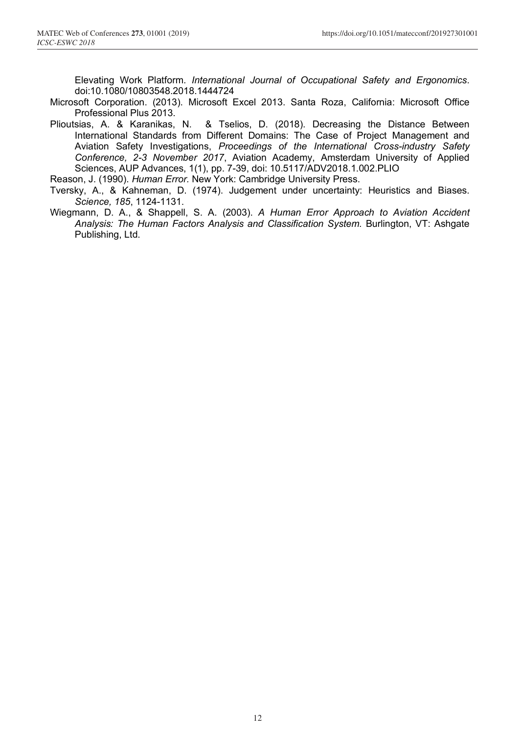Elevating Work Platform. *International Journal of Occupational Safety and Ergonomics*. doi:10.1080/10803548.2018.1444724

Microsoft Corporation. (2013). Microsoft Excel 2013. Santa Roza, California: Microsoft Office Professional Plus 2013.

Plioutsias, A. & Karanikas, N. & Tselios, D. (2018). Decreasing the Distance Between International Standards from Different Domains: The Case of Project Management and Aviation Safety Investigations, *Proceedings of the International Cross-industry Safety Conference, 2-3 November 2017*, Aviation Academy, Amsterdam University of Applied Sciences, AUP Advances, 1(1), pp. 7-39, doi: 10.5117/ADV2018.1.002.PLIO

Reason, J. (1990). *Human Error*. New York: Cambridge University Press.

Tversky, A., & Kahneman, D. (1974). Judgement under uncertainty: Heuristics and Biases. *Science, 185*, 1124-1131.

Wiegmann, D. A., & Shappell, S. A. (2003). *A Human Error Approach to Aviation Accident Analysis: The Human Factors Analysis and Classification System.* Burlington, VT: Ashgate Publishing, Ltd.